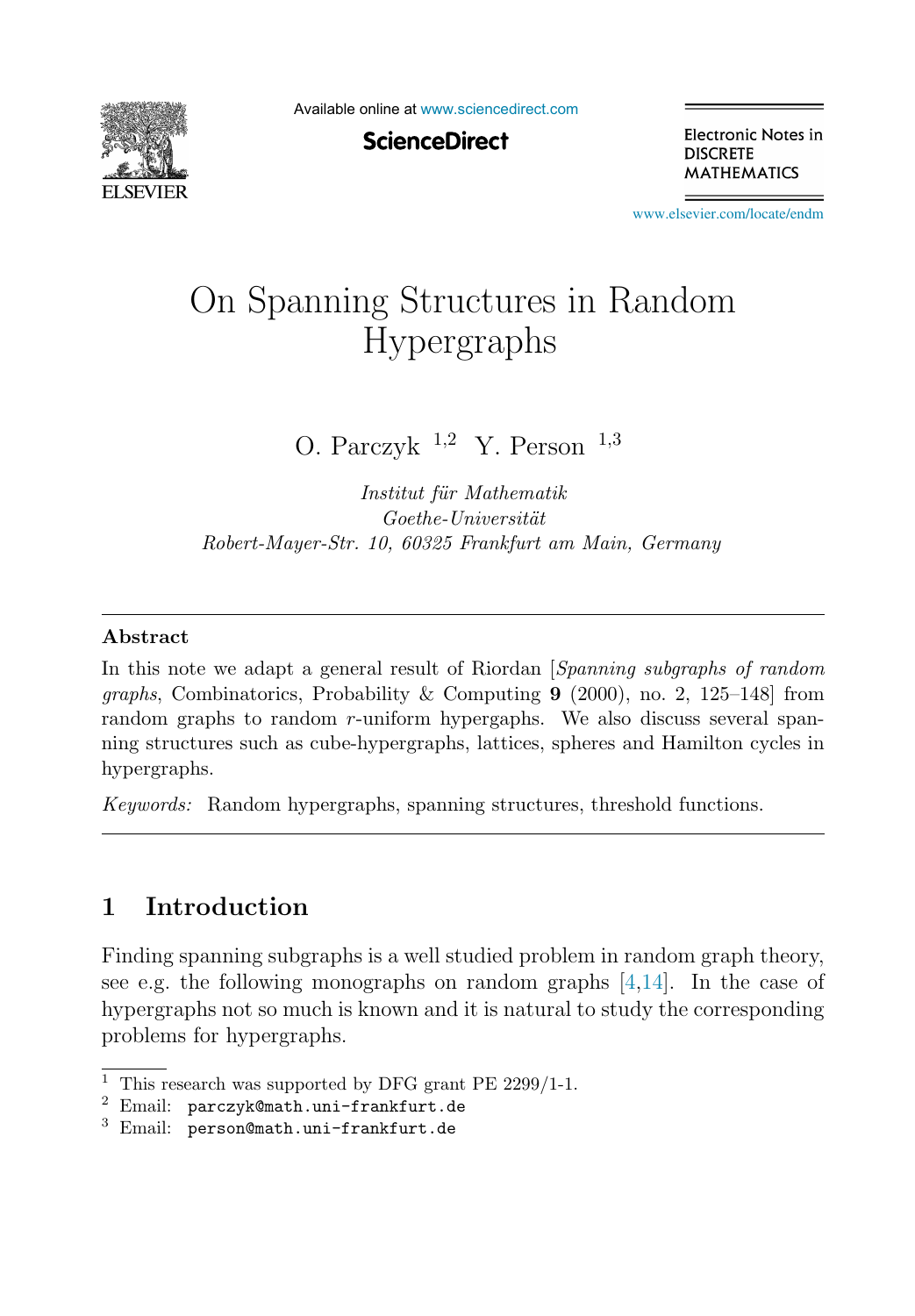# On Spanning Structures in Random Hypergraphs

O. Parczyk [1,2] Y. Person [1,3]

*Institut für Mathematik*
*Goethe-Universität*
*Robert-Mayer-Str. 10, 60325 Frankfurt am Main, Germany*

---

### Abstract

In this note we adapt a general result of Riordan [*Spanning subgraphs of random graphs*, Combinatorics, Probability & Computing **9** (2000), no. 2, 125–148] from random graphs to random $r$-uniform hypergaphs. We also discuss several spanning structures such as cube-hypergraphs, lattices, spheres and Hamilton cycles in hypergraphs.

*Keywords:* Random hypergraphs, spanning structures, threshold functions.

---

## 1 Introduction

Finding spanning subgraphs is a well studied problem in random graph theory, see e.g. the following monographs on random graphs [4,14]. In the case of hypergraphs not so much is known and it is natural to study the corresponding problems for hypergraphs.

---

[1] This research was supported by DFG grant PE 2299/1-1.
[2] Email: parczyk@math.uni-frankfurt.de
[3] Email: person@math.uni-frankfurt.de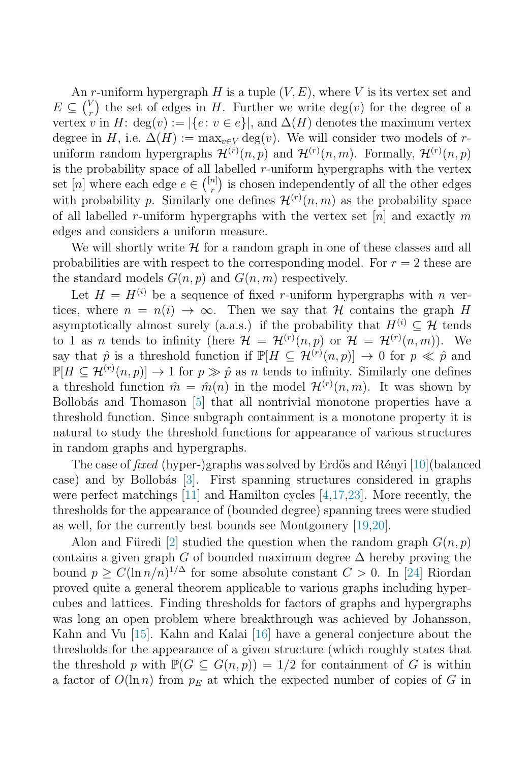An $r$-uniform hypergraph $H$ is a tuple $(V, E)$, where $V$ is its vertex set and $E \subseteq \binom{V}{r}$ the set of edges in $H$. Further we write $\deg(v)$ for the degree of a vertex $v$ in $H$: $\deg(v) := |\{e \colon v \in e\}|$, and $\Delta(H)$ denotes the maximum vertex degree in $H$, i.e. $\Delta(H) := \max_{v \in V} \deg(v)$. We will consider two models of $r$-uniform random hypergraphs $\mathcal{H}^{(r)}(n,p)$ and $\mathcal{H}^{(r)}(n,m)$. Formally, $\mathcal{H}^{(r)}(n,p)$ is the probability space of all labelled $r$-uniform hypergraphs with the vertex set $[n]$ where each edge $e \in \binom{[n]}{r}$ is chosen independently of all the other edges with probability $p$. Similarly one defines $\mathcal{H}^{(r)}(n,m)$ as the probability space of all labelled $r$-uniform hypergraphs with the vertex set $[n]$ and exactly $m$ edges and considers a uniform measure.

We will shortly write $\mathcal{H}$ for a random graph in one of these classes and all probabilities are with respect to the corresponding model. For $r = 2$ these are the standard models $G(n,p)$ and $G(n,m)$ respectively.

Let $H = H^{(i)}$ be a sequence of fixed $r$-uniform hypergraphs with $n$ vertices, where $n = n(i) \to \infty$. Then we say that $\mathcal{H}$ contains the graph $H$ asymptotically almost surely (a.a.s.) if the probability that $H^{(i)} \subseteq \mathcal{H}$ tends to 1 as $n$ tends to infinity (here $\mathcal{H} = \mathcal{H}^{(r)}(n,p)$ or $\mathcal{H} = \mathcal{H}^{(r)}(n,m)$). We say that $\hat{p}$ is a threshold function if $\mathbb{P}[H \subseteq \mathcal{H}^{(r)}(n,p)] \to 0$ for $p \ll \hat{p}$ and $\mathbb{P}[H \subseteq \mathcal{H}^{(r)}(n,p)] \to 1$ for $p \gg \hat{p}$ as $n$ tends to infinity. Similarly one defines a threshold function $\hat{m} = \hat{m}(n)$ in the model $\mathcal{H}^{(r)}(n,m)$. It was shown by Bollobás and Thomason [5] that all nontrivial monotone properties have a threshold function. Since subgraph containment is a monotone property it is natural to study the threshold functions for appearance of various structures in random graphs and hypergraphs.

The case of *fixed* (hyper-)graphs was solved by Erdős and Rényi [10](balanced case) and by Bollobás [3]. First spanning structures considered in graphs were perfect matchings [11] and Hamilton cycles [4,17,23]. More recently, the thresholds for the appearance of (bounded degree) spanning trees were studied as well, for the currently best bounds see Montgomery [19,20].

Alon and Füredi [2] studied the question when the random graph $G(n,p)$ contains a given graph $G$ of bounded maximum degree $\Delta$ hereby proving the bound $p \geq C(\ln n/n)^{1/\Delta}$ for some absolute constant $C > 0$. In [24] Riordan proved quite a general theorem applicable to various graphs including hypercubes and lattices. Finding thresholds for factors of graphs and hypergraphs was long an open problem where breakthrough was achieved by Johansson, Kahn and Vu [15]. Kahn and Kalai [16] have a general conjecture about the thresholds for the appearance of a given structure (which roughly states that the threshold $p$ with $\mathbb{P}(G \subseteq G(n,p)) = 1/2$ for containment of $G$ is within a factor of $O(\ln n)$ from $p_E$ at which the expected number of copies of $G$ in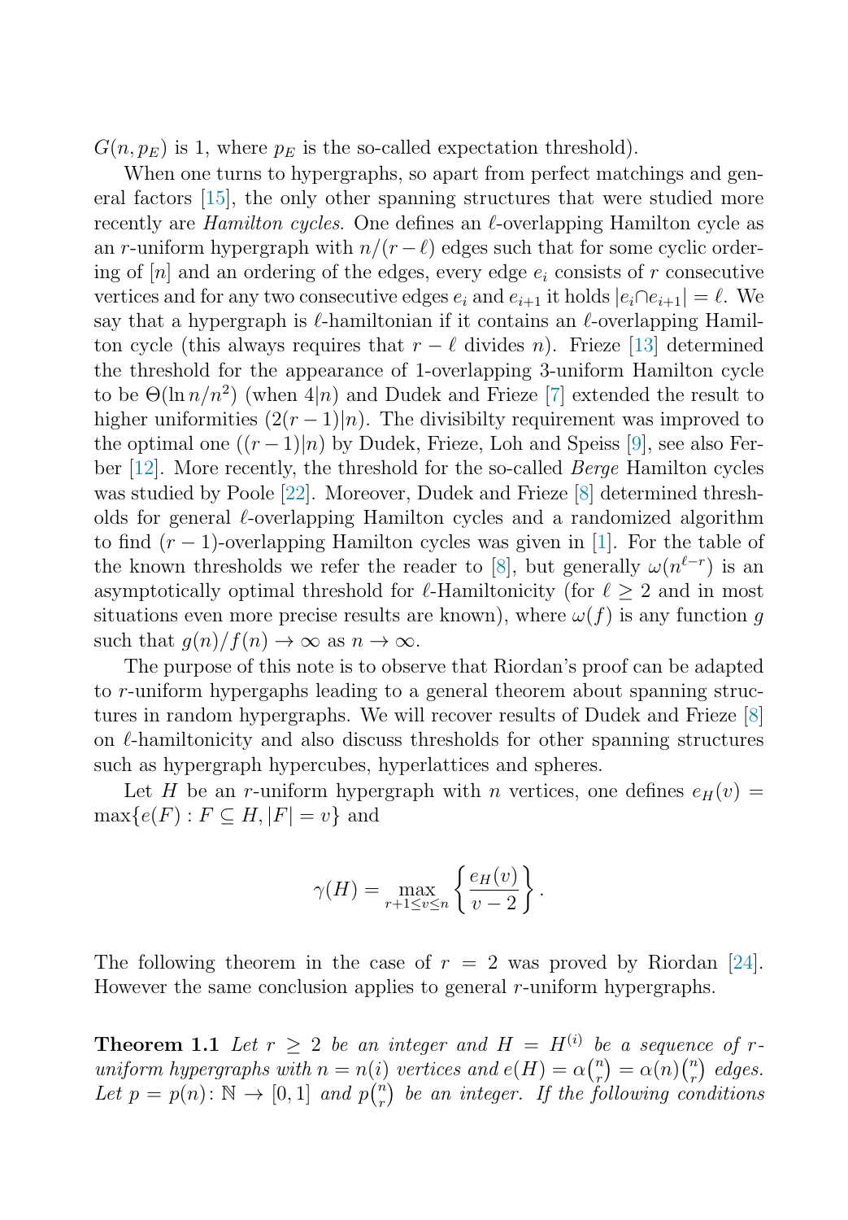$G(n, p_E)$ is 1, where $p_E$ is the so-called expectation threshold).

When one turns to hypergraphs, so apart from perfect matchings and general factors [15], the only other spanning structures that were studied more recently are *Hamilton cycles*. One defines an $\ell$-overlapping Hamilton cycle as an $r$-uniform hypergraph with $n/(r-\ell)$ edges such that for some cyclic ordering of $[n]$ and an ordering of the edges, every edge $e_i$ consists of $r$ consecutive vertices and for any two consecutive edges $e_i$ and $e_{i+1}$ it holds $|e_i \cap e_{i+1}| = \ell$. We say that a hypergraph is $\ell$-hamiltonian if it contains an $\ell$-overlapping Hamilton cycle (this always requires that $r - \ell$ divides $n$). Frieze [13] determined the threshold for the appearance of 1-overlapping 3-uniform Hamilton cycle to be $\Theta(\ln n/n^2)$ (when $4|n$) and Dudek and Frieze [7] extended the result to higher uniformities ($2(r-1)|n$). The divisibilty requirement was improved to the optimal one ($(r-1)|n$) by Dudek, Frieze, Loh and Speiss [9], see also Ferber [12]. More recently, the threshold for the so-called *Berge* Hamilton cycles was studied by Poole [22]. Moreover, Dudek and Frieze [8] determined thresholds for general $\ell$-overlapping Hamilton cycles and a randomized algorithm to find $(r-1)$-overlapping Hamilton cycles was given in [1]. For the table of the known thresholds we refer the reader to [8], but generally $\omega(n^{\ell-r})$ is an asymptotically optimal threshold for $\ell$-Hamiltonicity (for $\ell \geq 2$ and in most situations even more precise results are known), where $\omega(f)$ is any function $g$ such that $g(n)/f(n) \to \infty$ as $n \to \infty$.

The purpose of this note is to observe that Riordan's proof can be adapted to $r$-uniform hypergaphs leading to a general theorem about spanning structures in random hypergraphs. We will recover results of Dudek and Frieze [8] on $\ell$-hamiltonicity and also discuss thresholds for other spanning structures such as hypergraph hypercubes, hyperlattices and spheres.

Let $H$ be an $r$-uniform hypergraph with $n$ vertices, one defines $e_H(v) = \max\{e(F) : F \subseteq H, |F| = v\}$ and

$$\gamma(H) = \max_{r+1 \leq v \leq n} \left\{ \frac{e_H(v)}{v-2} \right\}.$$

The following theorem in the case of $r = 2$ was proved by Riordan [24]. However the same conclusion applies to general $r$-uniform hypergraphs.

**Theorem 1.1** *Let $r \geq 2$ be an integer and $H = H^{(i)}$ be a sequence of $r$-uniform hypergraphs with $n = n(i)$ vertices and $e(H) = \alpha\binom{n}{r} = \alpha(n)\binom{n}{r}$ edges. Let $p = p(n) \colon \mathbb{N} \to [0,1]$ and $p\binom{n}{r}$ be an integer. If the following conditions*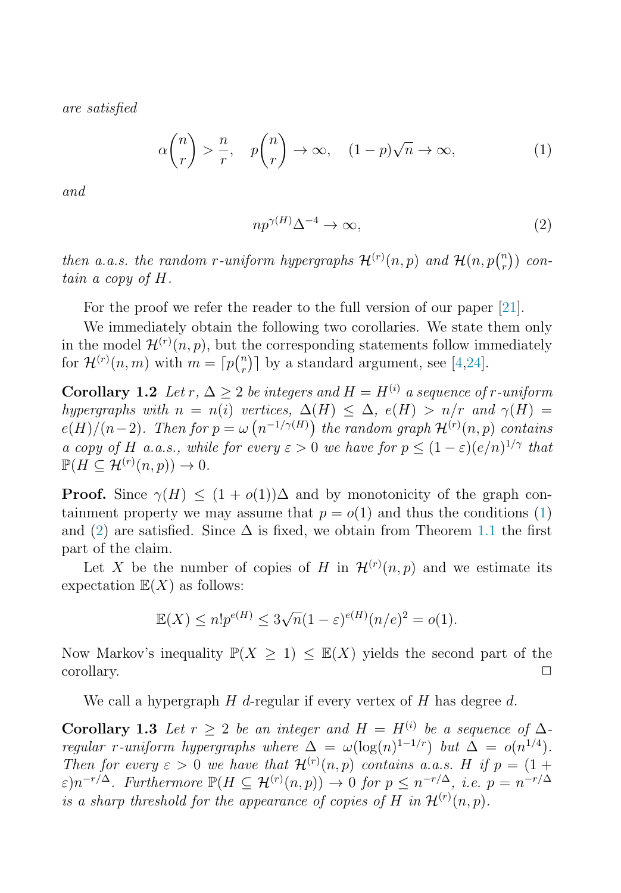*are satisfied*

$$\alpha\binom{n}{r} > \frac{n}{r}, \quad p\binom{n}{r} \to \infty, \quad (1-p)\sqrt{n} \to \infty, \tag{1}$$

*and*

$$np^{\gamma(H)}\Delta^{-4} \to \infty, \tag{2}$$

*then a.a.s. the random $r$-uniform hypergraphs $\mathcal{H}^{(r)}(n,p)$ and $\mathcal{H}(n, p\binom{n}{r})$ contain a copy of $H$.*

For the proof we refer the reader to the full version of our paper [21].

We immediately obtain the following two corollaries. We state them only in the model $\mathcal{H}^{(r)}(n,p)$, but the corresponding statements follow immediately for $\mathcal{H}^{(r)}(n,m)$ with $m = \lceil p\binom{n}{r}\rceil$ by a standard argument, see [4,24].

**Corollary 1.2** *Let $r$, $\Delta \geq 2$ be integers and $H = H^{(i)}$ a sequence of $r$-uniform hypergraphs with $n = n(i)$ vertices, $\Delta(H) \leq \Delta$, $e(H) > n/r$ and $\gamma(H) = e(H)/(n-2)$. Then for $p = \omega\left(n^{-1/\gamma(H)}\right)$ the random graph $\mathcal{H}^{(r)}(n,p)$ contains a copy of $H$ a.a.s., while for every $\varepsilon > 0$ we have for $p \leq (1-\varepsilon)(e/n)^{1/\gamma}$ that $\mathbb{P}(H \subseteq \mathcal{H}^{(r)}(n,p)) \to 0$.*

**Proof.** Since $\gamma(H) \leq (1+o(1))\Delta$ and by monotonicity of the graph containment property we may assume that $p = o(1)$ and thus the conditions (1) and (2) are satisfied. Since $\Delta$ is fixed, we obtain from Theorem 1.1 the first part of the claim.

Let $X$ be the number of copies of $H$ in $\mathcal{H}^{(r)}(n,p)$ and we estimate its expectation $\mathbb{E}(X)$ as follows:

$$\mathbb{E}(X) \leq n!p^{e(H)} \leq 3\sqrt{n}(1-\varepsilon)^{e(H)}(n/e)^2 = o(1).$$

Now Markov's inequality $\mathbb{P}(X \geq 1) \leq \mathbb{E}(X)$ yields the second part of the corollary. $\square$

We call a hypergraph $H$ $d$-regular if every vertex of $H$ has degree $d$.

**Corollary 1.3** *Let $r \geq 2$ be an integer and $H = H^{(i)}$ be a sequence of $\Delta$-regular $r$-uniform hypergraphs where $\Delta = \omega(\log(n)^{1-1/r})$ but $\Delta = o(n^{1/4})$. Then for every $\varepsilon > 0$ we have that $\mathcal{H}^{(r)}(n,p)$ contains a.a.s. $H$ if $p = (1+\varepsilon)n^{-r/\Delta}$. Furthermore $\mathbb{P}(H \subseteq \mathcal{H}^{(r)}(n,p)) \to 0$ for $p \leq n^{-r/\Delta}$, i.e. $p = n^{-r/\Delta}$ is a sharp threshold for the appearance of copies of $H$ in $\mathcal{H}^{(r)}(n,p)$.*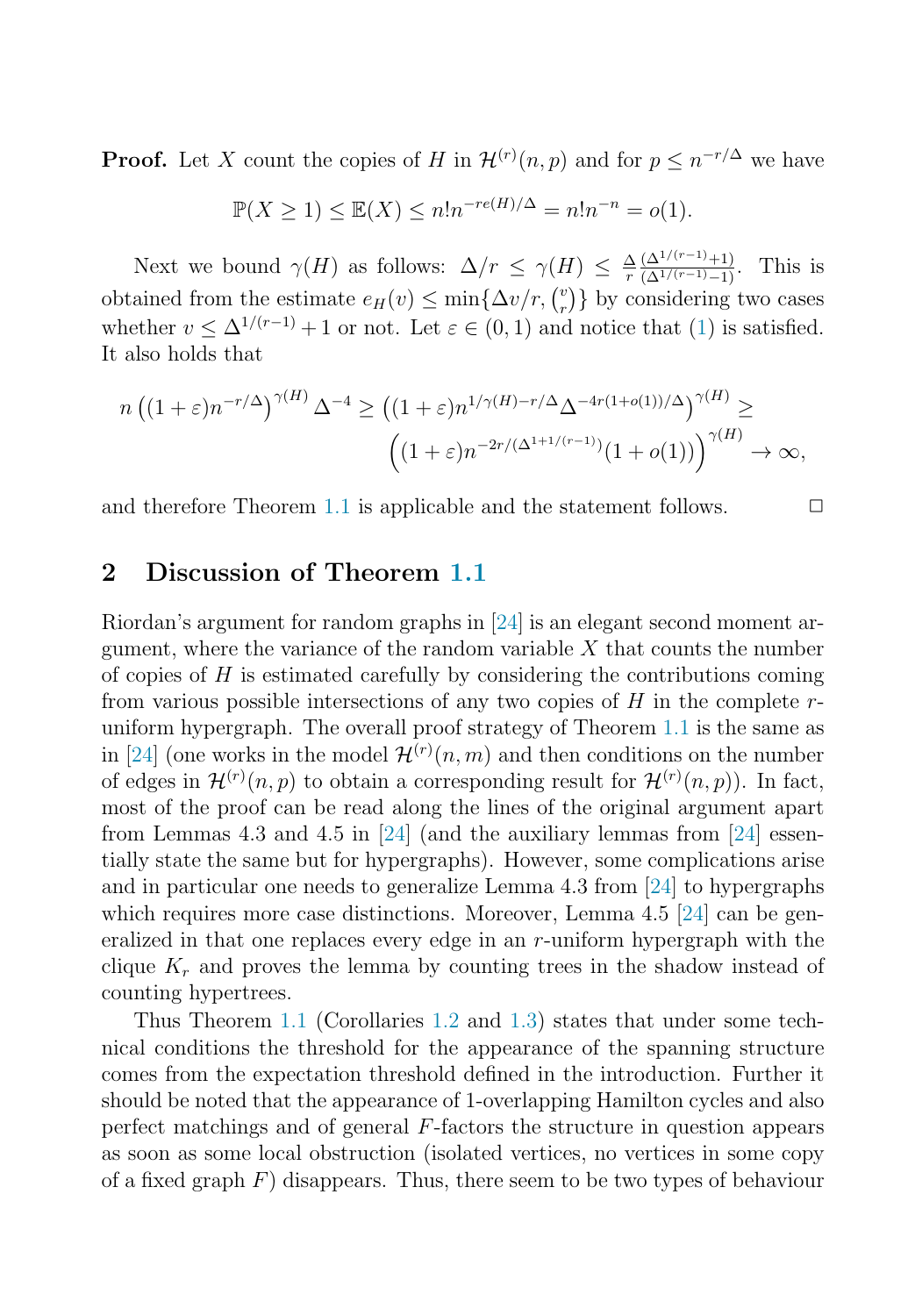**Proof.** Let $X$ count the copies of $H$ in $\mathcal{H}^{(r)}(n,p)$ and for $p \le n^{-r/\Delta}$ we have

$$\mathbb{P}(X \ge 1) \le \mathbb{E}(X) \le n! n^{-re(H)/\Delta} = n! n^{-n} = o(1).$$

Next we bound $\gamma(H)$ as follows: $\Delta/r \le \gamma(H) \le \frac{\Delta}{r} \frac{(\Delta^{1/(r-1)}+1)}{(\Delta^{1/(r-1)}-1)}$. This is obtained from the estimate $e_H(v) \le \min\{\Delta v/r, \binom{v}{r}\}$ by considering two cases whether $v \le \Delta^{1/(r-1)} + 1$ or not. Let $\varepsilon \in (0,1)$ and notice that (1) is satisfied. It also holds that

$$n\left((1+\varepsilon)n^{-r/\Delta}\right)^{\gamma(H)} \Delta^{-4} \ge \left((1+\varepsilon)n^{1/\gamma(H) - r/\Delta} \Delta^{-4r(1+o(1))/\Delta}\right)^{\gamma(H)} \ge \left((1+\varepsilon)n^{-2r/(\Delta^{1+1/(r-1)})}(1+o(1))\right)^{\gamma(H)} \to \infty,$$

and therefore Theorem 1.1 is applicable and the statement follows. $\square$

## 2 Discussion of Theorem 1.1

Riordan's argument for random graphs in [24] is an elegant second moment argument, where the variance of the random variable $X$ that counts the number of copies of $H$ is estimated carefully by considering the contributions coming from various possible intersections of any two copies of $H$ in the complete $r$-uniform hypergraph. The overall proof strategy of Theorem 1.1 is the same as in [24] (one works in the model $\mathcal{H}^{(r)}(n,m)$ and then conditions on the number of edges in $\mathcal{H}^{(r)}(n,p)$ to obtain a corresponding result for $\mathcal{H}^{(r)}(n,p)$). In fact, most of the proof can be read along the lines of the original argument apart from Lemmas 4.3 and 4.5 in [24] (and the auxiliary lemmas from [24] essentially state the same but for hypergraphs). However, some complications arise and in particular one needs to generalize Lemma 4.3 from [24] to hypergraphs which requires more case distinctions. Moreover, Lemma 4.5 [24] can be generalized in that one replaces every edge in an $r$-uniform hypergraph with the clique $K_r$ and proves the lemma by counting trees in the shadow instead of counting hypertrees.

Thus Theorem 1.1 (Corollaries 1.2 and 1.3) states that under some technical conditions the threshold for the appearance of the spanning structure comes from the expectation threshold defined in the introduction. Further it should be noted that the appearance of 1-overlapping Hamilton cycles and also perfect matchings and of general $F$-factors the structure in question appears as soon as some local obstruction (isolated vertices, no vertices in some copy of a fixed graph $F$) disappears. Thus, there seem to be two types of behaviour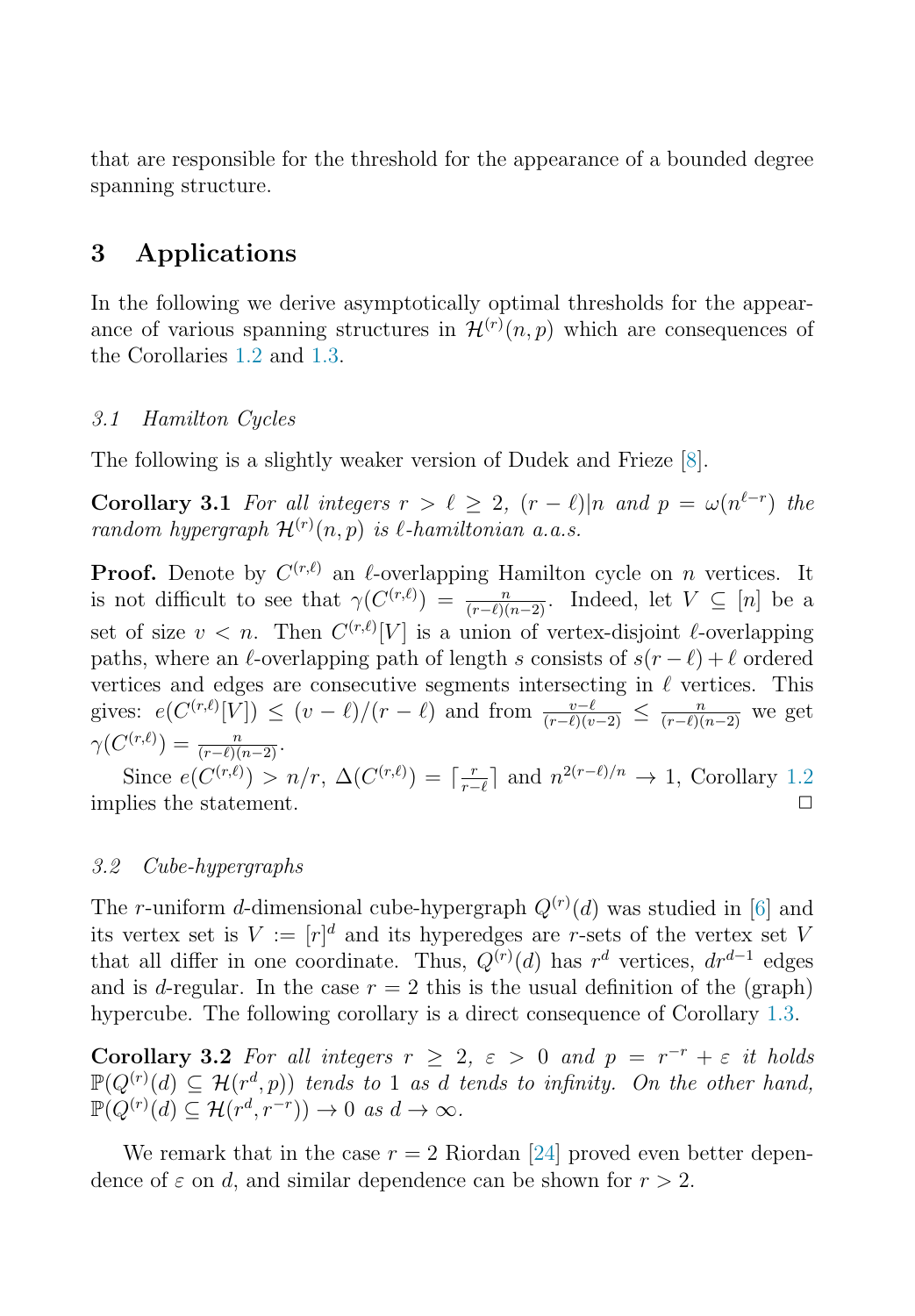that are responsible for the threshold for the appearance of a bounded degree spanning structure.

## 3 Applications

In the following we derive asymptotically optimal thresholds for the appearance of various spanning structures in $\mathcal{H}^{(r)}(n,p)$ which are consequences of the Corollaries 1.2 and 1.3.

### 3.1 Hamilton Cycles

The following is a slightly weaker version of Dudek and Frieze [8].

**Corollary 3.1** *For all integers $r > \ell \geq 2$, $(r-\ell)|n$ and $p = \omega(n^{\ell-r})$ the random hypergraph $\mathcal{H}^{(r)}(n,p)$ is $\ell$-hamiltonian a.a.s.*

**Proof.** Denote by $C^{(r,\ell)}$ an $\ell$-overlapping Hamilton cycle on $n$ vertices. It is not difficult to see that $\gamma(C^{(r,\ell)}) = \frac{n}{(r-\ell)(n-2)}$. Indeed, let $V \subseteq [n]$ be a set of size $v < n$. Then $C^{(r,\ell)}[V]$ is a union of vertex-disjoint $\ell$-overlapping paths, where an $\ell$-overlapping path of length $s$ consists of $s(r-\ell)+\ell$ ordered vertices and edges are consecutive segments intersecting in $\ell$ vertices. This gives: $e(C^{(r,\ell)}[V]) \leq (v-\ell)/(r-\ell)$ and from $\frac{v-\ell}{(r-\ell)(v-2)} \leq \frac{n}{(r-\ell)(n-2)}$ we get $\gamma(C^{(r,\ell)}) = \frac{n}{(r-\ell)(n-2)}$.

Since $e(C^{(r,\ell)}) > n/r$, $\Delta(C^{(r,\ell)}) = \lceil \frac{r}{r-\ell} \rceil$ and $n^{2(r-\ell)/n} \to 1$, Corollary 1.2 implies the statement. □

### 3.2 Cube-hypergraphs

The $r$-uniform $d$-dimensional cube-hypergraph $Q^{(r)}(d)$ was studied in [6] and its vertex set is $V := [r]^d$ and its hyperedges are $r$-sets of the vertex set $V$ that all differ in one coordinate. Thus, $Q^{(r)}(d)$ has $r^d$ vertices, $dr^{d-1}$ edges and is $d$-regular. In the case $r=2$ this is the usual definition of the (graph) hypercube. The following corollary is a direct consequence of Corollary 1.3.

**Corollary 3.2** *For all integers $r \geq 2$, $\varepsilon > 0$ and $p = r^{-r} + \varepsilon$ it holds $\mathbb{P}(Q^{(r)}(d) \subseteq \mathcal{H}(r^d, p))$ tends to 1 as $d$ tends to infinity. On the other hand, $\mathbb{P}(Q^{(r)}(d) \subseteq \mathcal{H}(r^d, r^{-r})) \to 0$ as $d \to \infty$.*

We remark that in the case $r=2$ Riordan [24] proved even better dependence of $\varepsilon$ on $d$, and similar dependence can be shown for $r > 2$.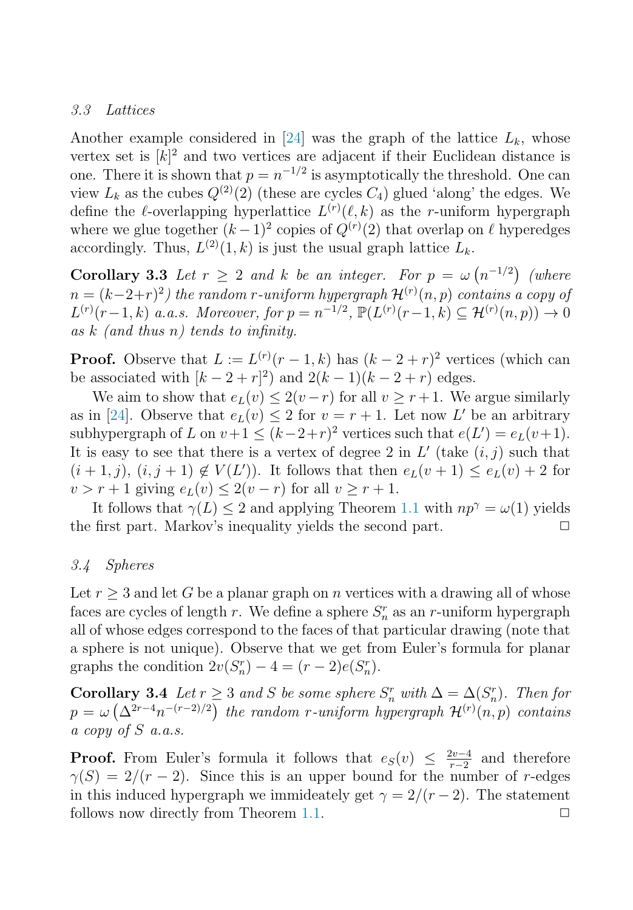### 3.3 Lattices

Another example considered in [24] was the graph of the lattice $L_k$, whose vertex set is $[k]^2$ and two vertices are adjacent if their Euclidean distance is one. There it is shown that $p = n^{-1/2}$ is asymptotically the threshold. One can view $L_k$ as the cubes $Q^{(2)}(2)$ (these are cycles $C_4$) glued 'along' the edges. We define the $\ell$-overlapping hyperlattice $L^{(r)}(\ell, k)$ as the $r$-uniform hypergraph where we glue together $(k-1)^2$ copies of $Q^{(r)}(2)$ that overlap on $\ell$ hyperedges accordingly. Thus, $L^{(2)}(1, k)$ is just the usual graph lattice $L_k$.

**Corollary 3.3** *Let $r \geq 2$ and $k$ be an integer. For $p = \omega\left(n^{-1/2}\right)$ (where $n = (k-2+r)^2$) the random $r$-uniform hypergraph $\mathcal{H}^{(r)}(n,p)$ contains a copy of $L^{(r)}(r-1,k)$ a.a.s. Moreover, for $p = n^{-1/2}$, $\mathbb{P}(L^{(r)}(r-1,k) \subseteq \mathcal{H}^{(r)}(n,p)) \to 0$ as $k$ (and thus $n$) tends to infinity.*

**Proof.** Observe that $L := L^{(r)}(r-1,k)$ has $(k-2+r)^2$ vertices (which can be associated with $[k-2+r]^2$) and $2(k-1)(k-2+r)$ edges.

We aim to show that $e_L(v) \leq 2(v-r)$ for all $v \geq r+1$. We argue similarly as in [24]. Observe that $e_L(v) \leq 2$ for $v = r+1$. Let now $L'$ be an arbitrary subhypergraph of $L$ on $v+1 \leq (k-2+r)^2$ vertices such that $e(L') = e_L(v+1)$. It is easy to see that there is a vertex of degree 2 in $L'$ (take $(i,j)$ such that $(i+1,j)$, $(i,j+1) \notin V(L')$). It follows that then $e_L(v+1) \leq e_L(v) + 2$ for $v > r+1$ giving $e_L(v) \leq 2(v-r)$ for all $v \geq r+1$.

It follows that $\gamma(L) \leq 2$ and applying Theorem 1.1 with $np^\gamma = \omega(1)$ yields the first part. Markov's inequality yields the second part. □

### 3.4 Spheres

Let $r \geq 3$ and let $G$ be a planar graph on $n$ vertices with a drawing all of whose faces are cycles of length $r$. We define a sphere $S_n^r$ as an $r$-uniform hypergraph all of whose edges correspond to the faces of that particular drawing (note that a sphere is not unique). Observe that we get from Euler's formula for planar graphs the condition $2v(S_n^r) - 4 = (r-2)e(S_n^r)$.

**Corollary 3.4** *Let $r \geq 3$ and $S$ be some sphere $S_n^r$ with $\Delta = \Delta(S_n^r)$. Then for $p = \omega\left(\Delta^{2r-4} n^{-(r-2)/2}\right)$ the random $r$-uniform hypergraph $\mathcal{H}^{(r)}(n,p)$ contains a copy of $S$ a.a.s.*

**Proof.** From Euler's formula it follows that $e_S(v) \leq \frac{2v-4}{r-2}$ and therefore $\gamma(S) = 2/(r-2)$. Since this is an upper bound for the number of $r$-edges in this induced hypergraph we immideately get $\gamma = 2/(r-2)$. The statement follows now directly from Theorem 1.1. □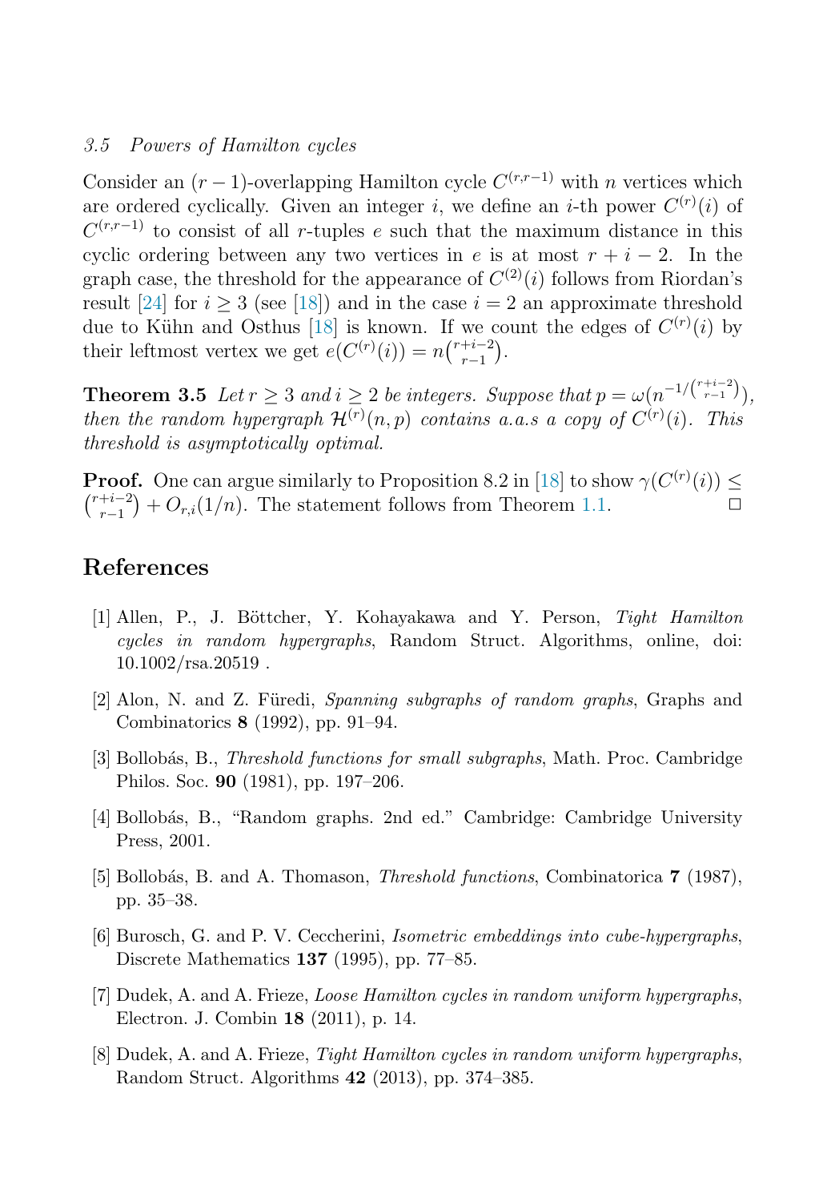### 3.5 Powers of Hamilton cycles

Consider an $(r-1)$-overlapping Hamilton cycle $C^{(r,r-1)}$ with $n$ vertices which are ordered cyclically. Given an integer $i$, we define an $i$-th power $C^{(r)}(i)$ of $C^{(r,r-1)}$ to consist of all $r$-tuples $e$ such that the maximum distance in this cyclic ordering between any two vertices in $e$ is at most $r+i-2$. In the graph case, the threshold for the appearance of $C^{(2)}(i)$ follows from Riordan's result [24] for $i \geq 3$ (see [18]) and in the case $i = 2$ an approximate threshold due to Kühn and Osthus [18] is known. If we count the edges of $C^{(r)}(i)$ by their leftmost vertex we get $e(C^{(r)}(i)) = n\binom{r+i-2}{r-1}$.

**Theorem 3.5** *Let $r \geq 3$ and $i \geq 2$ be integers. Suppose that $p = \omega(n^{-1/\binom{r+i-2}{r-1}})$, then the random hypergraph $\mathcal{H}^{(r)}(n,p)$ contains a.a.s a copy of $C^{(r)}(i)$. This threshold is asymptotically optimal.*

**Proof.** One can argue similarly to Proposition 8.2 in [18] to show $\gamma(C^{(r)}(i)) \leq \binom{r+i-2}{r-1} + O_{r,i}(1/n)$. The statement follows from Theorem 1.1. □

## References

[1] Allen, P., J. Böttcher, Y. Kohayakawa and Y. Person, *Tight Hamilton cycles in random hypergraphs*, Random Struct. Algorithms, online, doi: 10.1002/rsa.20519 .

[2] Alon, N. and Z. Füredi, *Spanning subgraphs of random graphs*, Graphs and Combinatorics **8** (1992), pp. 91–94.

[3] Bollobás, B., *Threshold functions for small subgraphs*, Math. Proc. Cambridge Philos. Soc. **90** (1981), pp. 197–206.

[4] Bollobás, B., "Random graphs. 2nd ed." Cambridge: Cambridge University Press, 2001.

[5] Bollobás, B. and A. Thomason, *Threshold functions*, Combinatorica **7** (1987), pp. 35–38.

[6] Burosch, G. and P. V. Ceccherini, *Isometric embeddings into cube-hypergraphs*, Discrete Mathematics **137** (1995), pp. 77–85.

[7] Dudek, A. and A. Frieze, *Loose Hamilton cycles in random uniform hypergraphs*, Electron. J. Combin **18** (2011), p. 14.

[8] Dudek, A. and A. Frieze, *Tight Hamilton cycles in random uniform hypergraphs*, Random Struct. Algorithms **42** (2013), pp. 374–385.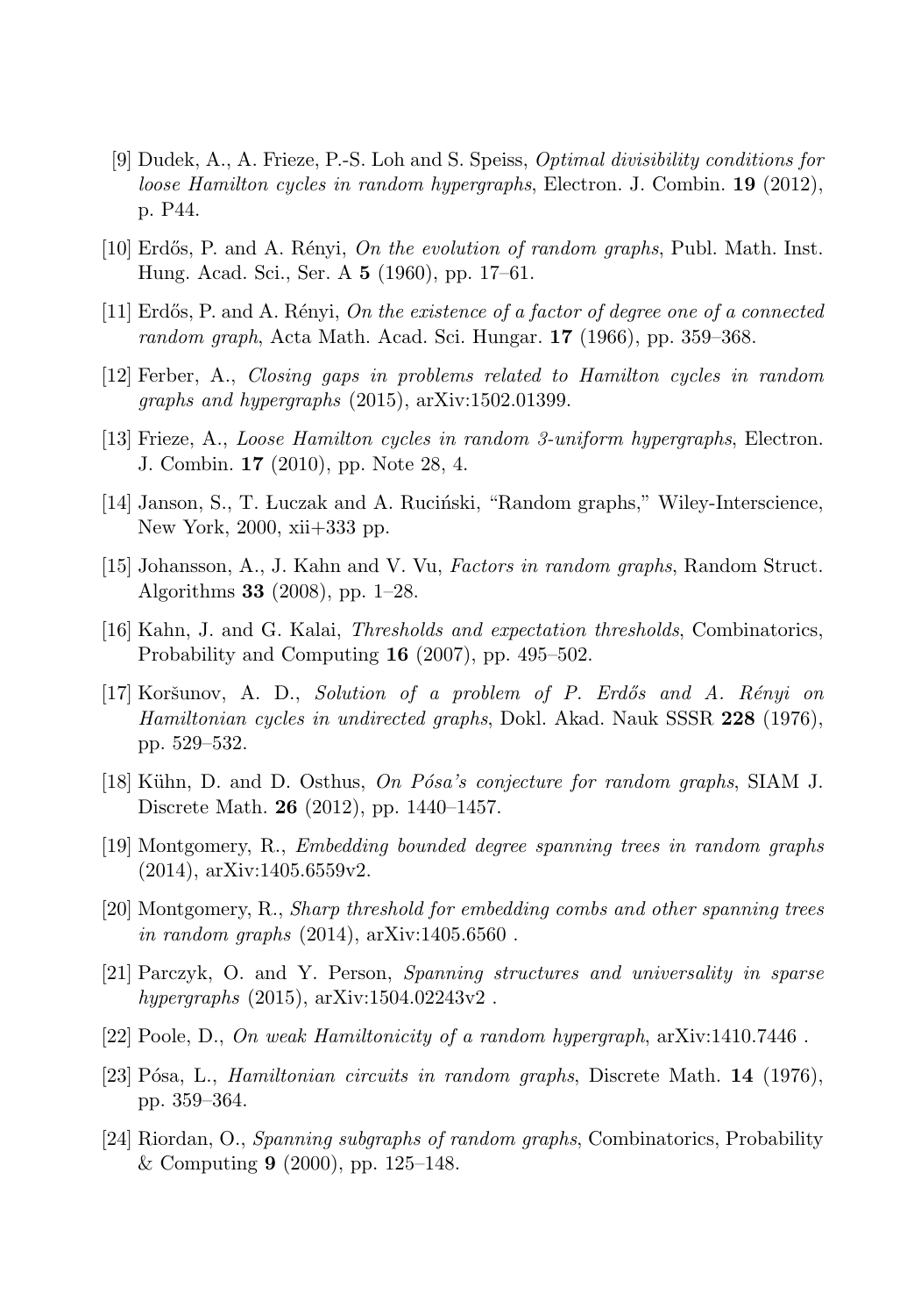[9] Dudek, A., A. Frieze, P.-S. Loh and S. Speiss, *Optimal divisibility conditions for loose Hamilton cycles in random hypergraphs*, Electron. J. Combin. **19** (2012), p. P44.

[10] Erdős, P. and A. Rényi, *On the evolution of random graphs*, Publ. Math. Inst. Hung. Acad. Sci., Ser. A **5** (1960), pp. 17–61.

[11] Erdős, P. and A. Rényi, *On the existence of a factor of degree one of a connected random graph*, Acta Math. Acad. Sci. Hungar. **17** (1966), pp. 359–368.

[12] Ferber, A., *Closing gaps in problems related to Hamilton cycles in random graphs and hypergraphs* (2015), arXiv:1502.01399.

[13] Frieze, A., *Loose Hamilton cycles in random 3-uniform hypergraphs*, Electron. J. Combin. **17** (2010), pp. Note 28, 4.

[14] Janson, S., T. Łuczak and A. Ruciński, "Random graphs," Wiley-Interscience, New York, 2000, xii+333 pp.

[15] Johansson, A., J. Kahn and V. Vu, *Factors in random graphs*, Random Struct. Algorithms **33** (2008), pp. 1–28.

[16] Kahn, J. and G. Kalai, *Thresholds and expectation thresholds*, Combinatorics, Probability and Computing **16** (2007), pp. 495–502.

[17] Koršunov, A. D., *Solution of a problem of P. Erdős and A. Rényi on Hamiltonian cycles in undirected graphs*, Dokl. Akad. Nauk SSSR **228** (1976), pp. 529–532.

[18] Kühn, D. and D. Osthus, *On Pósa's conjecture for random graphs*, SIAM J. Discrete Math. **26** (2012), pp. 1440–1457.

[19] Montgomery, R., *Embedding bounded degree spanning trees in random graphs* (2014), arXiv:1405.6559v2.

[20] Montgomery, R., *Sharp threshold for embedding combs and other spanning trees in random graphs* (2014), arXiv:1405.6560 .

[21] Parczyk, O. and Y. Person, *Spanning structures and universality in sparse hypergraphs* (2015), arXiv:1504.02243v2 .

[22] Poole, D., *On weak Hamiltonicity of a random hypergraph*, arXiv:1410.7446 .

[23] Pósa, L., *Hamiltonian circuits in random graphs*, Discrete Math. **14** (1976), pp. 359–364.

[24] Riordan, O., *Spanning subgraphs of random graphs*, Combinatorics, Probability & Computing **9** (2000), pp. 125–148.